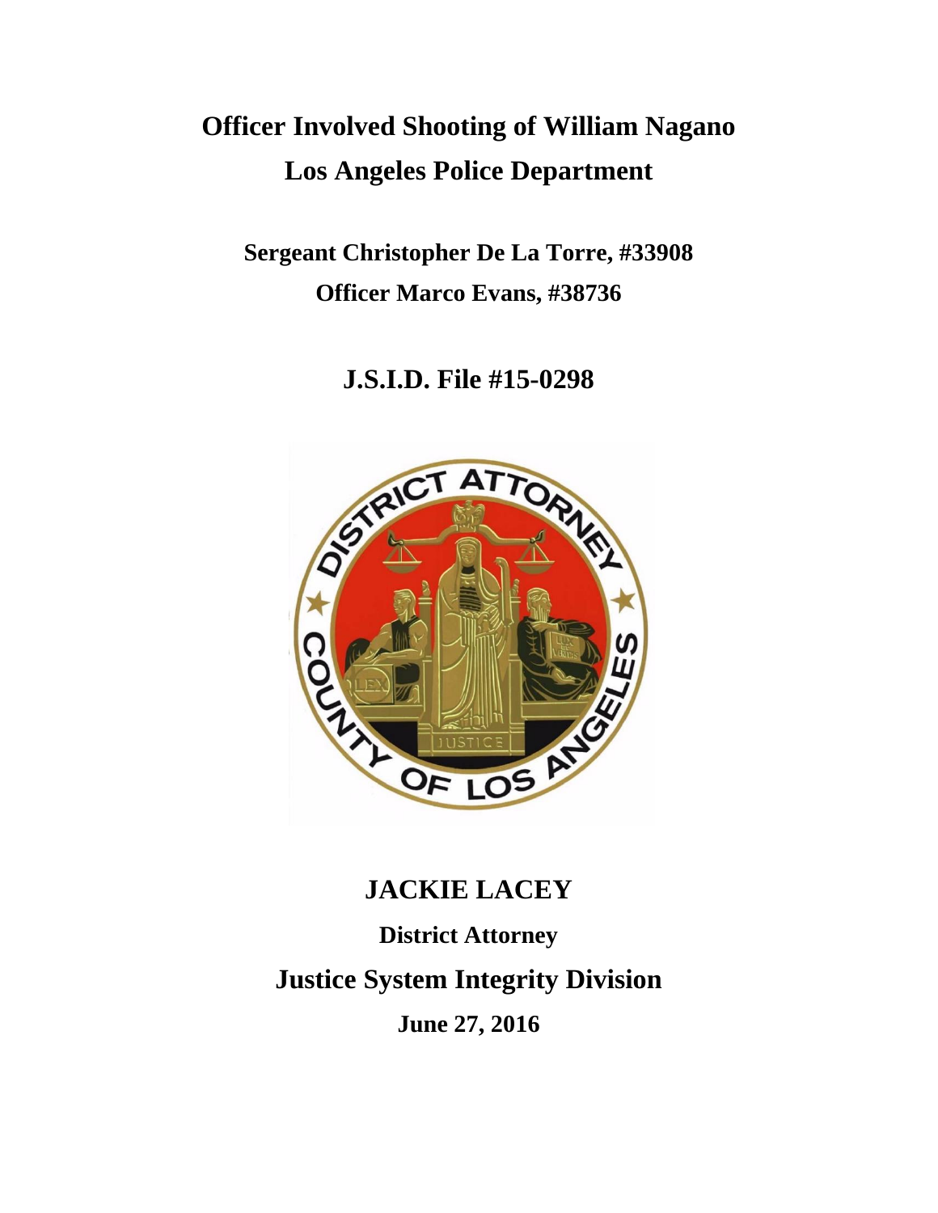# Officer Involved Shooting of William Nagano
# Los Angeles Police Department

## Sergeant Christopher De La Torre, #33908
## Officer Marco Evans, #38736

## J.S.I.D. File #15-0298

## JACKIE LACEY

**District Attorney**

## Justice System Integrity Division

**June 27, 2016**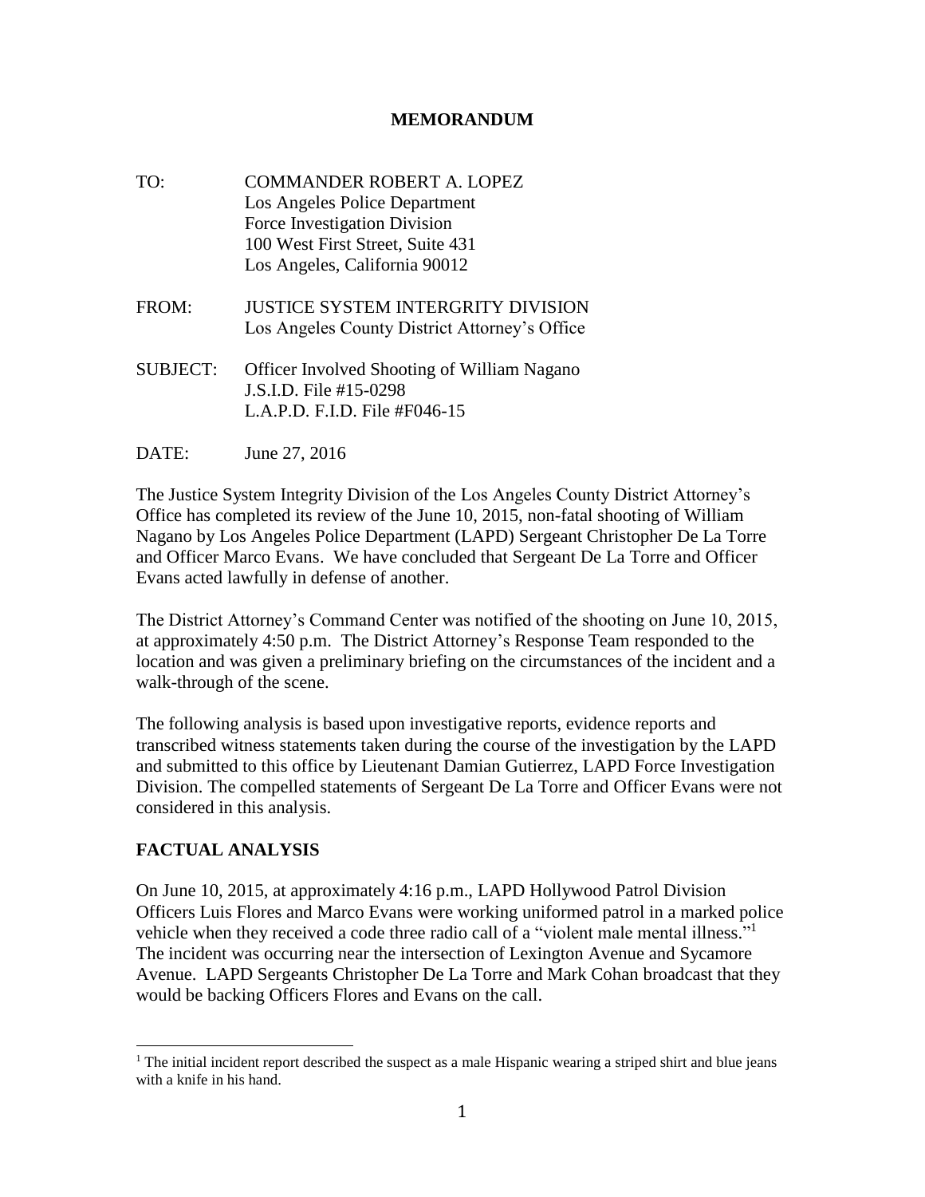**MEMORANDUM**

TO: COMMANDER ROBERT A. LOPEZ
Los Angeles Police Department
Force Investigation Division
100 West First Street, Suite 431
Los Angeles, California 90012

FROM: JUSTICE SYSTEM INTERGRITY DIVISION
Los Angeles County District Attorney's Office

SUBJECT: Officer Involved Shooting of William Nagano
J.S.I.D. File #15-0298
L.A.P.D. F.I.D. File #F046-15

DATE: June 27, 2016

The Justice System Integrity Division of the Los Angeles County District Attorney's Office has completed its review of the June 10, 2015, non-fatal shooting of William Nagano by Los Angeles Police Department (LAPD) Sergeant Christopher De La Torre and Officer Marco Evans. We have concluded that Sergeant De La Torre and Officer Evans acted lawfully in defense of another.

The District Attorney's Command Center was notified of the shooting on June 10, 2015, at approximately 4:50 p.m. The District Attorney's Response Team responded to the location and was given a preliminary briefing on the circumstances of the incident and a walk-through of the scene.

The following analysis is based upon investigative reports, evidence reports and transcribed witness statements taken during the course of the investigation by the LAPD and submitted to this office by Lieutenant Damian Gutierrez, LAPD Force Investigation Division. The compelled statements of Sergeant De La Torre and Officer Evans were not considered in this analysis.

## FACTUAL ANALYSIS

On June 10, 2015, at approximately 4:16 p.m., LAPD Hollywood Patrol Division Officers Luis Flores and Marco Evans were working uniformed patrol in a marked police vehicle when they received a code three radio call of a "violent male mental illness."[1] The incident was occurring near the intersection of Lexington Avenue and Sycamore Avenue. LAPD Sergeants Christopher De La Torre and Mark Cohan broadcast that they would be backing Officers Flores and Evans on the call.

[1] The initial incident report described the suspect as a male Hispanic wearing a striped shirt and blue jeans with a knife in his hand.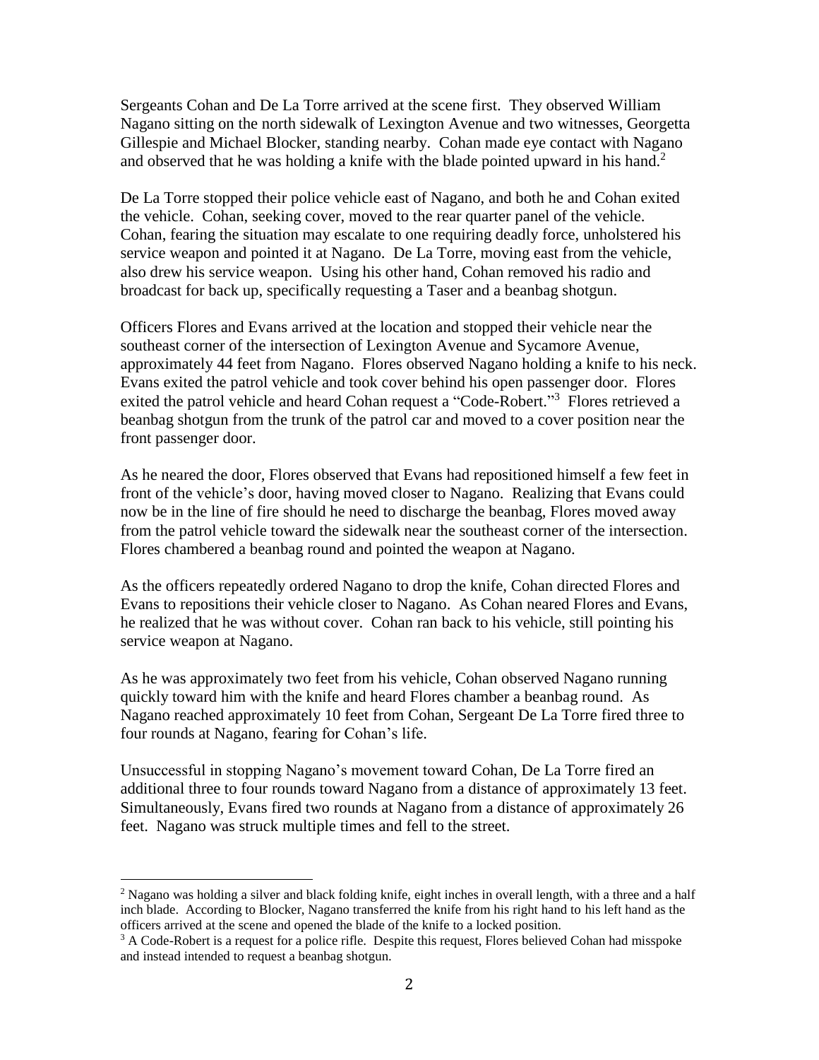Sergeants Cohan and De La Torre arrived at the scene first. They observed William Nagano sitting on the north sidewalk of Lexington Avenue and two witnesses, Georgetta Gillespie and Michael Blocker, standing nearby. Cohan made eye contact with Nagano and observed that he was holding a knife with the blade pointed upward in his hand.[2]

De La Torre stopped their police vehicle east of Nagano, and both he and Cohan exited the vehicle. Cohan, seeking cover, moved to the rear quarter panel of the vehicle. Cohan, fearing the situation may escalate to one requiring deadly force, unholstered his service weapon and pointed it at Nagano. De La Torre, moving east from the vehicle, also drew his service weapon. Using his other hand, Cohan removed his radio and broadcast for back up, specifically requesting a Taser and a beanbag shotgun.

Officers Flores and Evans arrived at the location and stopped their vehicle near the southeast corner of the intersection of Lexington Avenue and Sycamore Avenue, approximately 44 feet from Nagano. Flores observed Nagano holding a knife to his neck. Evans exited the patrol vehicle and took cover behind his open passenger door. Flores exited the patrol vehicle and heard Cohan request a "Code-Robert."[3] Flores retrieved a beanbag shotgun from the trunk of the patrol car and moved to a cover position near the front passenger door.

As he neared the door, Flores observed that Evans had repositioned himself a few feet in front of the vehicle's door, having moved closer to Nagano. Realizing that Evans could now be in the line of fire should he need to discharge the beanbag, Flores moved away from the patrol vehicle toward the sidewalk near the southeast corner of the intersection. Flores chambered a beanbag round and pointed the weapon at Nagano.

As the officers repeatedly ordered Nagano to drop the knife, Cohan directed Flores and Evans to repositions their vehicle closer to Nagano. As Cohan neared Flores and Evans, he realized that he was without cover. Cohan ran back to his vehicle, still pointing his service weapon at Nagano.

As he was approximately two feet from his vehicle, Cohan observed Nagano running quickly toward him with the knife and heard Flores chamber a beanbag round. As Nagano reached approximately 10 feet from Cohan, Sergeant De La Torre fired three to four rounds at Nagano, fearing for Cohan's life.

Unsuccessful in stopping Nagano's movement toward Cohan, De La Torre fired an additional three to four rounds toward Nagano from a distance of approximately 13 feet. Simultaneously, Evans fired two rounds at Nagano from a distance of approximately 26 feet. Nagano was struck multiple times and fell to the street.

---

[2] Nagano was holding a silver and black folding knife, eight inches in overall length, with a three and a half inch blade. According to Blocker, Nagano transferred the knife from his right hand to his left hand as the officers arrived at the scene and opened the blade of the knife to a locked position.

[3] A Code-Robert is a request for a police rifle. Despite this request, Flores believed Cohan had misspoke and instead intended to request a beanbag shotgun.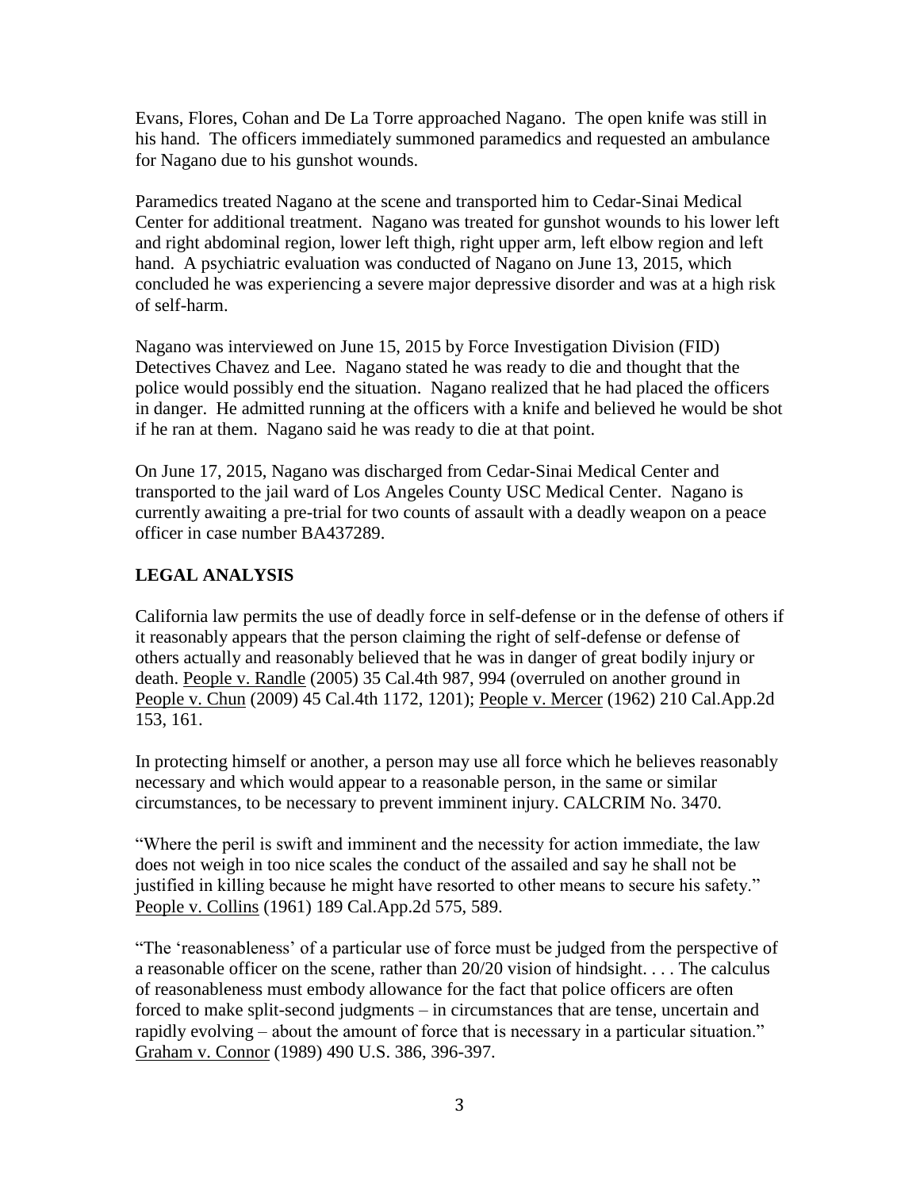Evans, Flores, Cohan and De La Torre approached Nagano. The open knife was still in his hand. The officers immediately summoned paramedics and requested an ambulance for Nagano due to his gunshot wounds.

Paramedics treated Nagano at the scene and transported him to Cedar-Sinai Medical Center for additional treatment. Nagano was treated for gunshot wounds to his lower left and right abdominal region, lower left thigh, right upper arm, left elbow region and left hand. A psychiatric evaluation was conducted of Nagano on June 13, 2015, which concluded he was experiencing a severe major depressive disorder and was at a high risk of self-harm.

Nagano was interviewed on June 15, 2015 by Force Investigation Division (FID) Detectives Chavez and Lee. Nagano stated he was ready to die and thought that the police would possibly end the situation. Nagano realized that he had placed the officers in danger. He admitted running at the officers with a knife and believed he would be shot if he ran at them. Nagano said he was ready to die at that point.

On June 17, 2015, Nagano was discharged from Cedar-Sinai Medical Center and transported to the jail ward of Los Angeles County USC Medical Center. Nagano is currently awaiting a pre-trial for two counts of assault with a deadly weapon on a peace officer in case number BA437289.

## LEGAL ANALYSIS

California law permits the use of deadly force in self-defense or in the defense of others if it reasonably appears that the person claiming the right of self-defense or defense of others actually and reasonably believed that he was in danger of great bodily injury or death. People v. Randle (2005) 35 Cal.4th 987, 994 (overruled on another ground in People v. Chun (2009) 45 Cal.4th 1172, 1201); People v. Mercer (1962) 210 Cal.App.2d 153, 161.

In protecting himself or another, a person may use all force which he believes reasonably necessary and which would appear to a reasonable person, in the same or similar circumstances, to be necessary to prevent imminent injury. CALCRIM No. 3470.

"Where the peril is swift and imminent and the necessity for action immediate, the law does not weigh in too nice scales the conduct of the assailed and say he shall not be justified in killing because he might have resorted to other means to secure his safety." People v. Collins (1961) 189 Cal.App.2d 575, 589.

"The 'reasonableness' of a particular use of force must be judged from the perspective of a reasonable officer on the scene, rather than 20/20 vision of hindsight. . . . The calculus of reasonableness must embody allowance for the fact that police officers are often forced to make split-second judgments – in circumstances that are tense, uncertain and rapidly evolving – about the amount of force that is necessary in a particular situation." Graham v. Connor (1989) 490 U.S. 386, 396-397.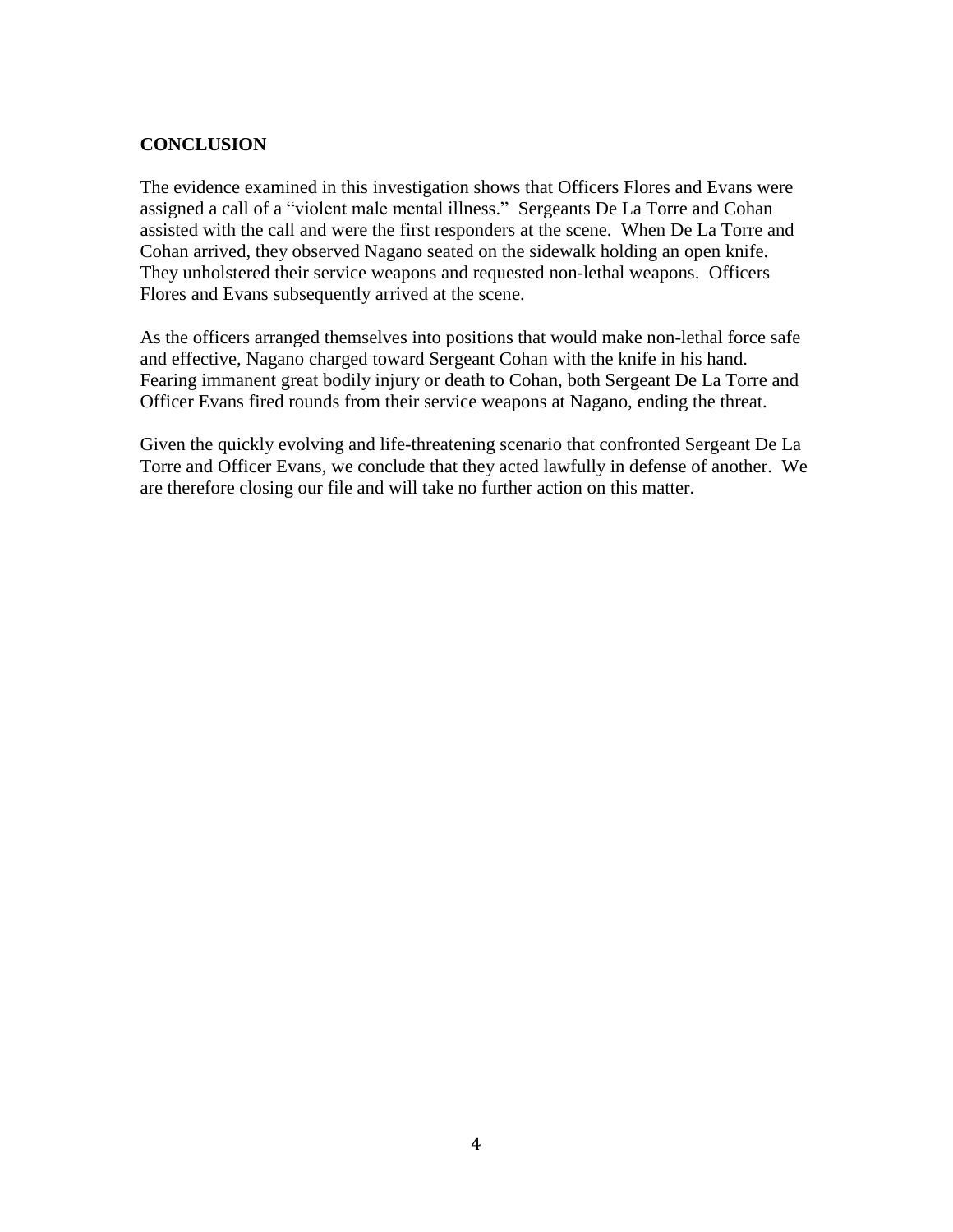**CONCLUSION**

The evidence examined in this investigation shows that Officers Flores and Evans were assigned a call of a "violent male mental illness." Sergeants De La Torre and Cohan assisted with the call and were the first responders at the scene. When De La Torre and Cohan arrived, they observed Nagano seated on the sidewalk holding an open knife. They unholstered their service weapons and requested non-lethal weapons. Officers Flores and Evans subsequently arrived at the scene.

As the officers arranged themselves into positions that would make non-lethal force safe and effective, Nagano charged toward Sergeant Cohan with the knife in his hand. Fearing immanent great bodily injury or death to Cohan, both Sergeant De La Torre and Officer Evans fired rounds from their service weapons at Nagano, ending the threat.

Given the quickly evolving and life-threatening scenario that confronted Sergeant De La Torre and Officer Evans, we conclude that they acted lawfully in defense of another. We are therefore closing our file and will take no further action on this matter.